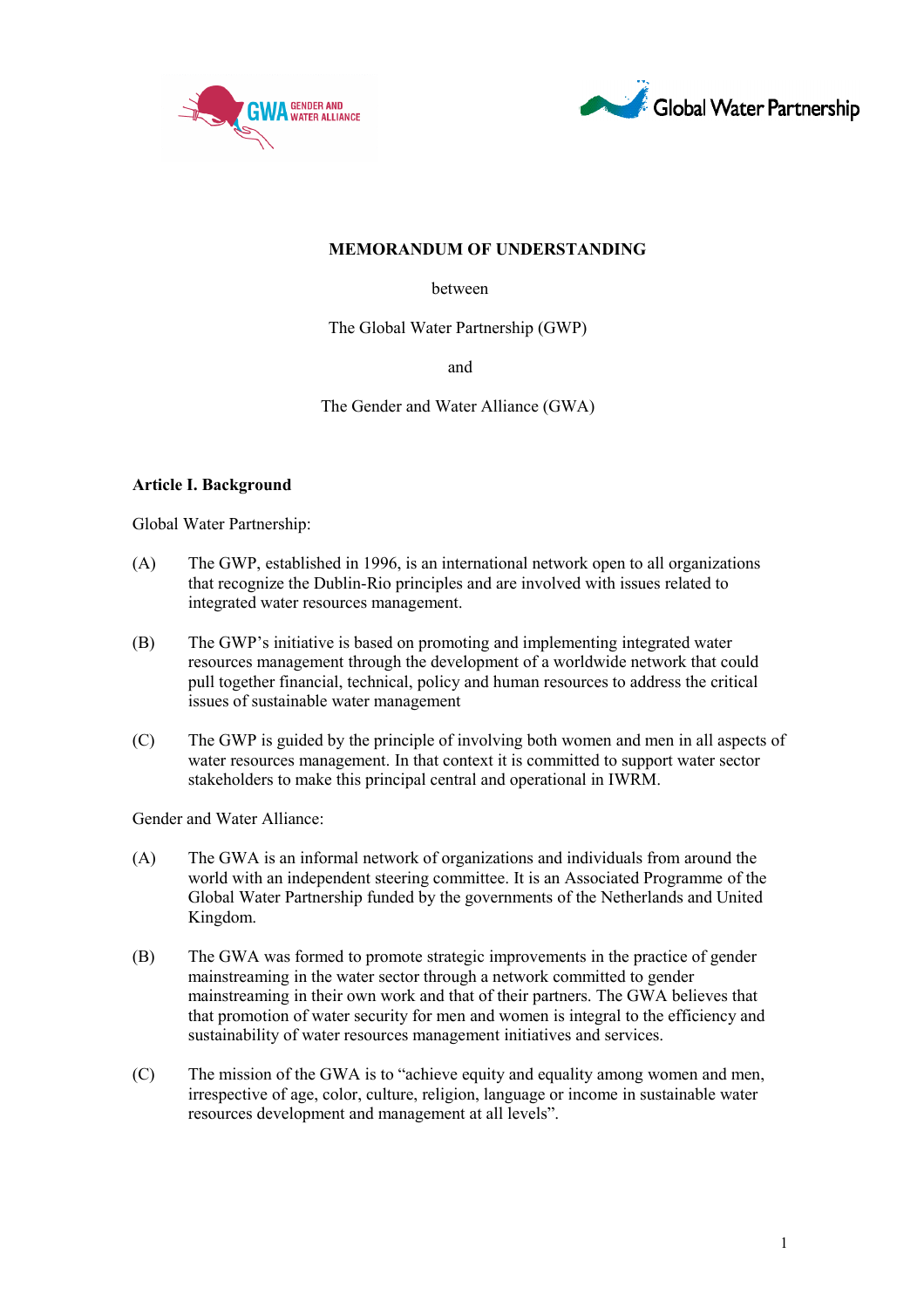**MEMORANDUM OF UNDERSTANDING**

between

The Global Water Partnership (GWP)

and

The Gender and Water Alliance (GWA)

**Article I. Background**

Global Water Partnership:

(A) The GWP, established in 1996, is an international network open to all organizations that recognize the Dublin-Rio principles and are involved with issues related to integrated water resources management.

(B) The GWP's initiative is based on promoting and implementing integrated water resources management through the development of a worldwide network that could pull together financial, technical, policy and human resources to address the critical issues of sustainable water management

(C) The GWP is guided by the principle of involving both women and men in all aspects of water resources management. In that context it is committed to support water sector stakeholders to make this principal central and operational in IWRM.

Gender and Water Alliance:

(A) The GWA is an informal network of organizations and individuals from around the world with an independent steering committee. It is an Associated Programme of the Global Water Partnership funded by the governments of the Netherlands and United Kingdom.

(B) The GWA was formed to promote strategic improvements in the practice of gender mainstreaming in the water sector through a network committed to gender mainstreaming in their own work and that of their partners. The GWA believes that that promotion of water security for men and women is integral to the efficiency and sustainability of water resources management initiatives and services.

(C) The mission of the GWA is to "achieve equity and equality among women and men, irrespective of age, color, culture, religion, language or income in sustainable water resources development and management at all levels".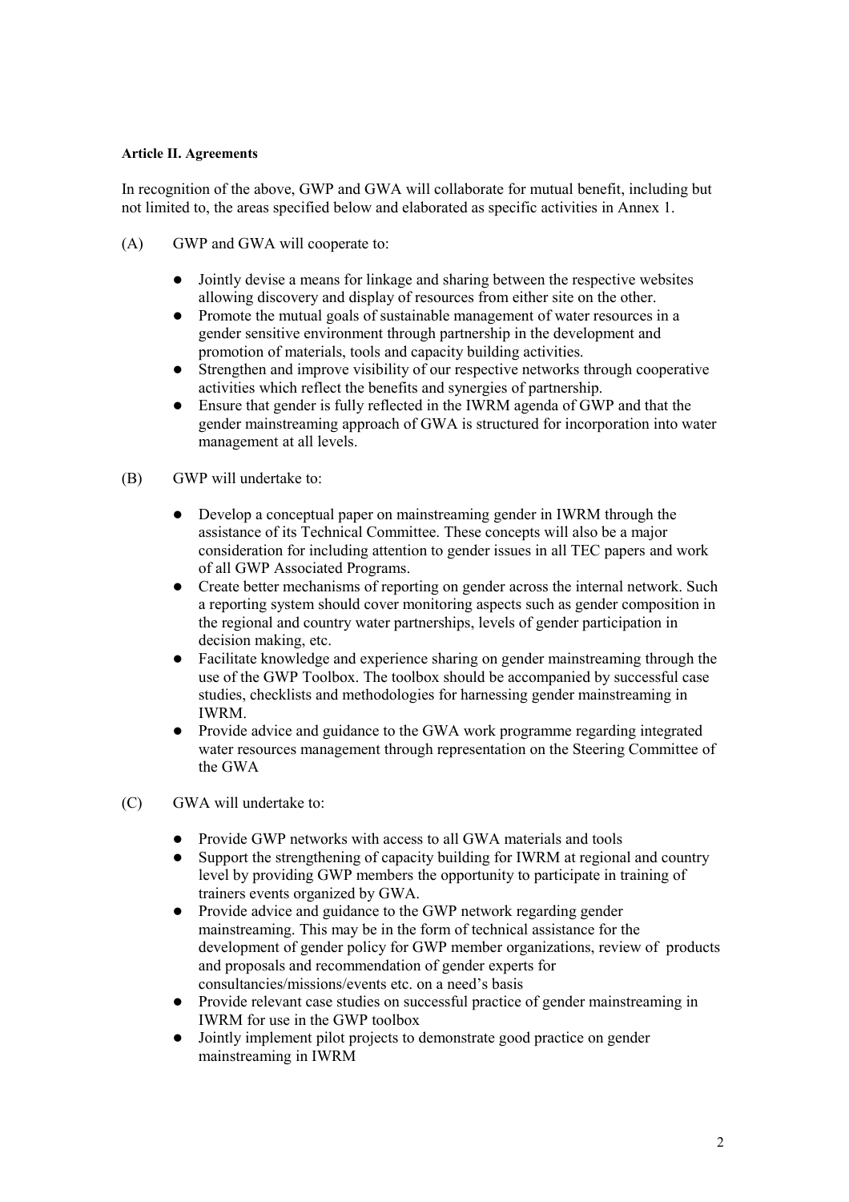**Article II. Agreements**

In recognition of the above, GWP and GWA will collaborate for mutual benefit, including but not limited to, the areas specified below and elaborated as specific activities in Annex 1.

(A) GWP and GWA will cooperate to:

- Jointly devise a means for linkage and sharing between the respective websites allowing discovery and display of resources from either site on the other.
- Promote the mutual goals of sustainable management of water resources in a gender sensitive environment through partnership in the development and promotion of materials, tools and capacity building activities.
- Strengthen and improve visibility of our respective networks through cooperative activities which reflect the benefits and synergies of partnership.
- Ensure that gender is fully reflected in the IWRM agenda of GWP and that the gender mainstreaming approach of GWA is structured for incorporation into water management at all levels.

(B) GWP will undertake to:

- Develop a conceptual paper on mainstreaming gender in IWRM through the assistance of its Technical Committee. These concepts will also be a major consideration for including attention to gender issues in all TEC papers and work of all GWP Associated Programs.
- Create better mechanisms of reporting on gender across the internal network. Such a reporting system should cover monitoring aspects such as gender composition in the regional and country water partnerships, levels of gender participation in decision making, etc.
- Facilitate knowledge and experience sharing on gender mainstreaming through the use of the GWP Toolbox. The toolbox should be accompanied by successful case studies, checklists and methodologies for harnessing gender mainstreaming in IWRM.
- Provide advice and guidance to the GWA work programme regarding integrated water resources management through representation on the Steering Committee of the GWA

(C) GWA will undertake to:

- Provide GWP networks with access to all GWA materials and tools
- Support the strengthening of capacity building for IWRM at regional and country level by providing GWP members the opportunity to participate in training of trainers events organized by GWA.
- Provide advice and guidance to the GWP network regarding gender mainstreaming. This may be in the form of technical assistance for the development of gender policy for GWP member organizations, review of products and proposals and recommendation of gender experts for consultancies/missions/events etc. on a need's basis
- Provide relevant case studies on successful practice of gender mainstreaming in IWRM for use in the GWP toolbox
- Jointly implement pilot projects to demonstrate good practice on gender mainstreaming in IWRM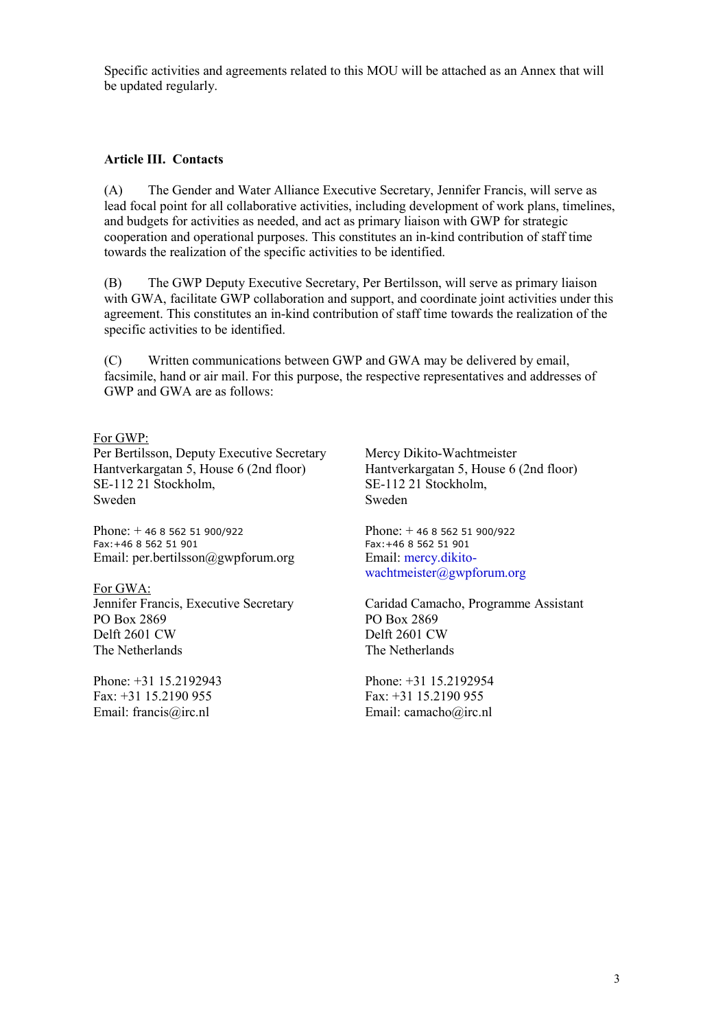Specific activities and agreements related to this MOU will be attached as an Annex that will be updated regularly.

**Article III. Contacts**

(A) The Gender and Water Alliance Executive Secretary, Jennifer Francis, will serve as lead focal point for all collaborative activities, including development of work plans, timelines, and budgets for activities as needed, and act as primary liaison with GWP for strategic cooperation and operational purposes. This constitutes an in-kind contribution of staff time towards the realization of the specific activities to be identified.

(B) The GWP Deputy Executive Secretary, Per Bertilsson, will serve as primary liaison with GWA, facilitate GWP collaboration and support, and coordinate joint activities under this agreement. This constitutes an in-kind contribution of staff time towards the realization of the specific activities to be identified.

(C) Written communications between GWP and GWA may be delivered by email, facsimile, hand or air mail. For this purpose, the respective representatives and addresses of GWP and GWA are as follows:

<u>For GWP:</u>

Per Bertilsson, Deputy Executive Secretary
Hantverkargatan 5, House 6 (2nd floor)
SE-112 21 Stockholm,
Sweden

Phone: + 46 8 562 51 900/922
Fax:+46 8 562 51 901
Email: per.bertilsson@gwpforum.org

Mercy Dikito-Wachtmeister
Hantverkargatan 5, House 6 (2nd floor)
SE-112 21 Stockholm,
Sweden

Phone: + 46 8 562 51 900/922
Fax:+46 8 562 51 901
Email: mercy.dikito-wachtmeister@gwpforum.org

<u>For GWA:</u>

Jennifer Francis, Executive Secretary
PO Box 2869
Delft 2601 CW
The Netherlands

Phone: +31 15.2192943
Fax: +31 15.2190 955
Email: francis@irc.nl

Caridad Camacho, Programme Assistant
PO Box 2869
Delft 2601 CW
The Netherlands

Phone: +31 15.2192954
Fax: +31 15.2190 955
Email: camacho@irc.nl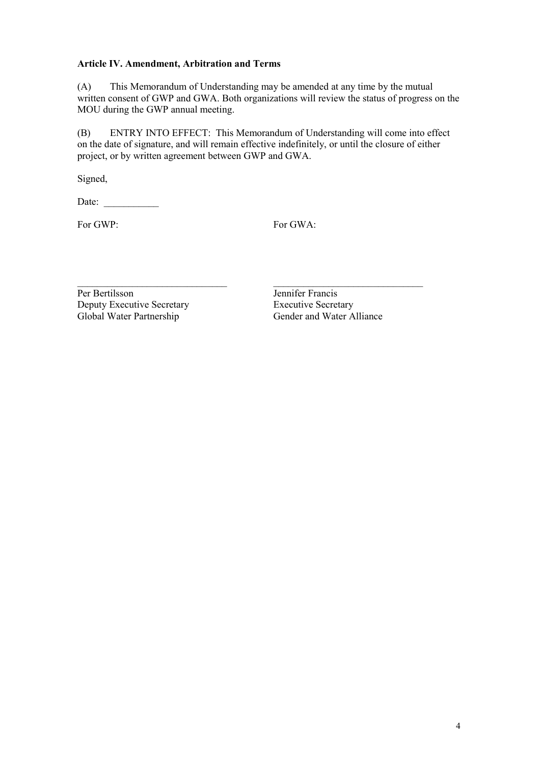**Article IV. Amendment, Arbitration and Terms**

(A) This Memorandum of Understanding may be amended at any time by the mutual written consent of GWP and GWA. Both organizations will review the status of progress on the MOU during the GWP annual meeting.

(B) ENTRY INTO EFFECT: This Memorandum of Understanding will come into effect on the date of signature, and will remain effective indefinitely, or until the closure of either project, or by written agreement between GWP and GWA.

Signed,

Date: \_\_\_\_\_\_\_\_\_\_\_

For GWP:

\_\_\_\_\_\_\_\_\_\_\_\_\_\_\_\_\_\_\_\_\_\_\_\_\_\_\_\_\_\_

Per Bertilsson
Deputy Executive Secretary
Global Water Partnership

For GWA:

\_\_\_\_\_\_\_\_\_\_\_\_\_\_\_\_\_\_\_\_\_\_\_\_\_\_\_\_\_\_

Jennifer Francis
Executive Secretary
Gender and Water Alliance